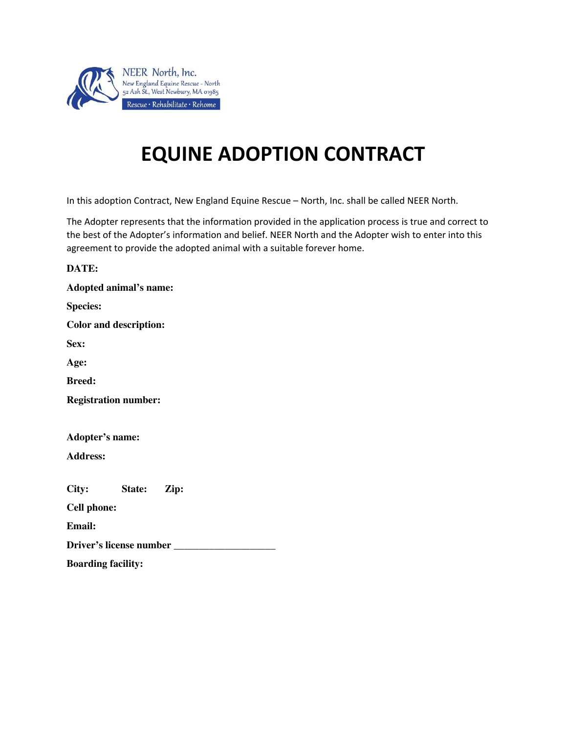NEER North, Inc.
New England Equine Rescue - North
52 Ash St., West Newbury, MA 01985
Rescue • Rehabilitate • Rehome

# EQUINE ADOPTION CONTRACT

In this adoption Contract, New England Equine Rescue – North, Inc. shall be called NEER North.

The Adopter represents that the information provided in the application process is true and correct to the best of the Adopter's information and belief. NEER North and the Adopter wish to enter into this agreement to provide the adopted animal with a suitable forever home.

**DATE:**

**Adopted animal's name:**

**Species:**

**Color and description:**

**Sex:**

**Age:**

**Breed:**

**Registration number:**

**Adopter's name:**

**Address:**

**City:** **State:** **Zip:**

**Cell phone:**

**Email:**

**Driver's license number** ___________________

**Boarding facility:**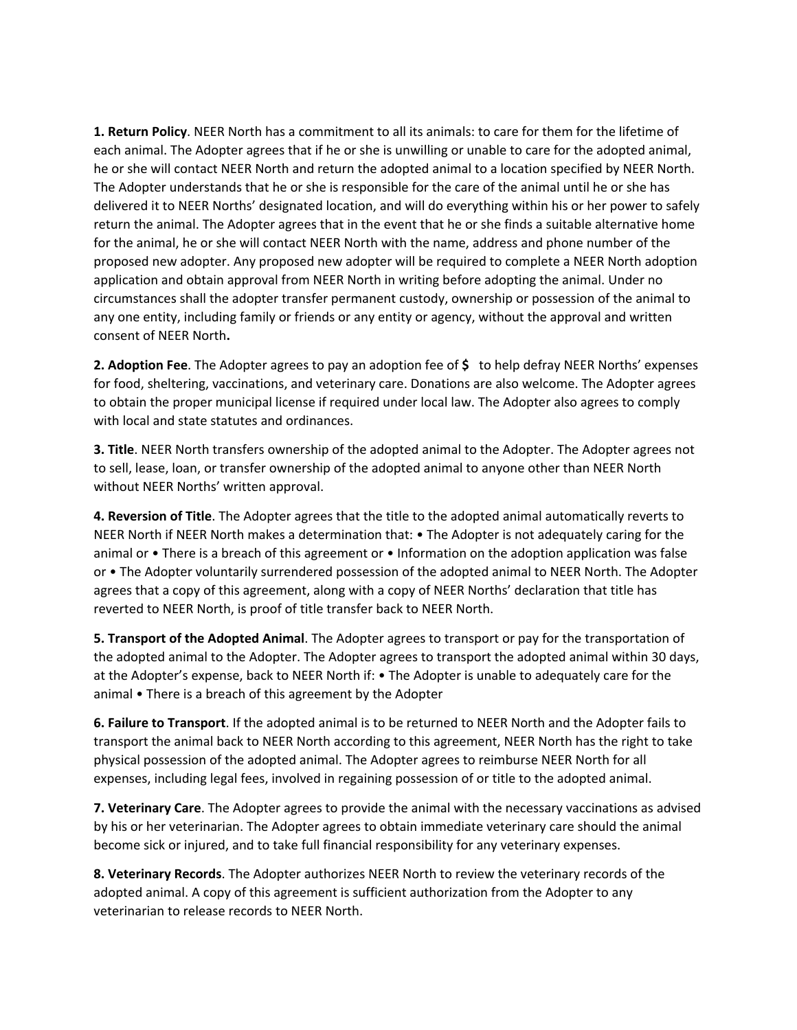**1. Return Policy**. NEER North has a commitment to all its animals: to care for them for the lifetime of each animal. The Adopter agrees that if he or she is unwilling or unable to care for the adopted animal, he or she will contact NEER North and return the adopted animal to a location specified by NEER North. The Adopter understands that he or she is responsible for the care of the animal until he or she has delivered it to NEER Norths' designated location, and will do everything within his or her power to safely return the animal. The Adopter agrees that in the event that he or she finds a suitable alternative home for the animal, he or she will contact NEER North with the name, address and phone number of the proposed new adopter. Any proposed new adopter will be required to complete a NEER North adoption application and obtain approval from NEER North in writing before adopting the animal. Under no circumstances shall the adopter transfer permanent custody, ownership or possession of the animal to any one entity, including family or friends or any entity or agency, without the approval and written consent of NEER North**.**

**2. Adoption Fee**. The Adopter agrees to pay an adoption fee of **$** to help defray NEER Norths' expenses for food, sheltering, vaccinations, and veterinary care. Donations are also welcome. The Adopter agrees to obtain the proper municipal license if required under local law. The Adopter also agrees to comply with local and state statutes and ordinances.

**3. Title**. NEER North transfers ownership of the adopted animal to the Adopter. The Adopter agrees not to sell, lease, loan, or transfer ownership of the adopted animal to anyone other than NEER North without NEER Norths' written approval.

**4. Reversion of Title**. The Adopter agrees that the title to the adopted animal automatically reverts to NEER North if NEER North makes a determination that: • The Adopter is not adequately caring for the animal or • There is a breach of this agreement or • Information on the adoption application was false or • The Adopter voluntarily surrendered possession of the adopted animal to NEER North. The Adopter agrees that a copy of this agreement, along with a copy of NEER Norths' declaration that title has reverted to NEER North, is proof of title transfer back to NEER North.

**5. Transport of the Adopted Animal**. The Adopter agrees to transport or pay for the transportation of the adopted animal to the Adopter. The Adopter agrees to transport the adopted animal within 30 days, at the Adopter's expense, back to NEER North if: • The Adopter is unable to adequately care for the animal • There is a breach of this agreement by the Adopter

**6. Failure to Transport**. If the adopted animal is to be returned to NEER North and the Adopter fails to transport the animal back to NEER North according to this agreement, NEER North has the right to take physical possession of the adopted animal. The Adopter agrees to reimburse NEER North for all expenses, including legal fees, involved in regaining possession of or title to the adopted animal.

**7. Veterinary Care**. The Adopter agrees to provide the animal with the necessary vaccinations as advised by his or her veterinarian. The Adopter agrees to obtain immediate veterinary care should the animal become sick or injured, and to take full financial responsibility for any veterinary expenses.

**8. Veterinary Records**. The Adopter authorizes NEER North to review the veterinary records of the adopted animal. A copy of this agreement is sufficient authorization from the Adopter to any veterinarian to release records to NEER North.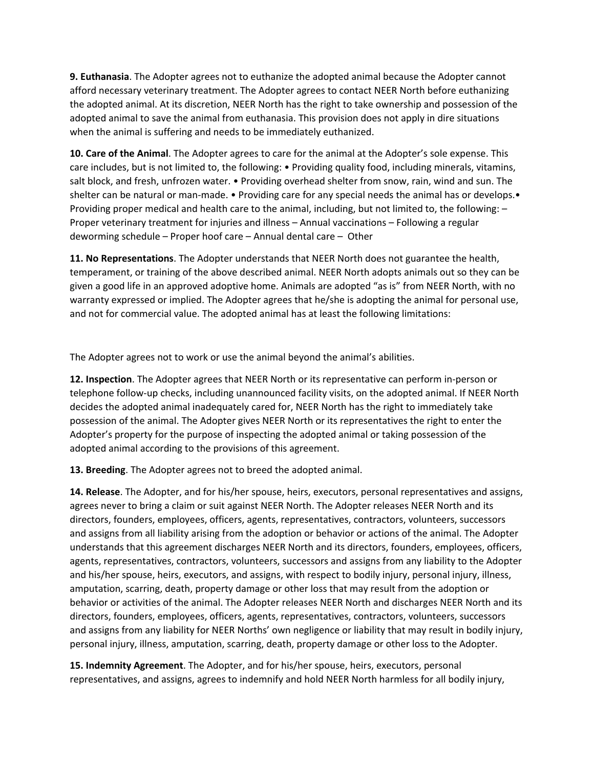**9. Euthanasia**. The Adopter agrees not to euthanize the adopted animal because the Adopter cannot afford necessary veterinary treatment. The Adopter agrees to contact NEER North before euthanizing the adopted animal. At its discretion, NEER North has the right to take ownership and possession of the adopted animal to save the animal from euthanasia. This provision does not apply in dire situations when the animal is suffering and needs to be immediately euthanized.

**10. Care of the Animal**. The Adopter agrees to care for the animal at the Adopter's sole expense. This care includes, but is not limited to, the following: • Providing quality food, including minerals, vitamins, salt block, and fresh, unfrozen water. • Providing overhead shelter from snow, rain, wind and sun. The shelter can be natural or man-made. • Providing care for any special needs the animal has or develops.• Providing proper medical and health care to the animal, including, but not limited to, the following: – Proper veterinary treatment for injuries and illness – Annual vaccinations – Following a regular deworming schedule – Proper hoof care – Annual dental care – Other

**11. No Representations**. The Adopter understands that NEER North does not guarantee the health, temperament, or training of the above described animal. NEER North adopts animals out so they can be given a good life in an approved adoptive home. Animals are adopted "as is" from NEER North, with no warranty expressed or implied. The Adopter agrees that he/she is adopting the animal for personal use, and not for commercial value. The adopted animal has at least the following limitations:

The Adopter agrees not to work or use the animal beyond the animal's abilities.

**12. Inspection**. The Adopter agrees that NEER North or its representative can perform in-person or telephone follow-up checks, including unannounced facility visits, on the adopted animal. If NEER North decides the adopted animal inadequately cared for, NEER North has the right to immediately take possession of the animal. The Adopter gives NEER North or its representatives the right to enter the Adopter's property for the purpose of inspecting the adopted animal or taking possession of the adopted animal according to the provisions of this agreement.

**13. Breeding**. The Adopter agrees not to breed the adopted animal.

**14. Release**. The Adopter, and for his/her spouse, heirs, executors, personal representatives and assigns, agrees never to bring a claim or suit against NEER North. The Adopter releases NEER North and its directors, founders, employees, officers, agents, representatives, contractors, volunteers, successors and assigns from all liability arising from the adoption or behavior or actions of the animal. The Adopter understands that this agreement discharges NEER North and its directors, founders, employees, officers, agents, representatives, contractors, volunteers, successors and assigns from any liability to the Adopter and his/her spouse, heirs, executors, and assigns, with respect to bodily injury, personal injury, illness, amputation, scarring, death, property damage or other loss that may result from the adoption or behavior or activities of the animal. The Adopter releases NEER North and discharges NEER North and its directors, founders, employees, officers, agents, representatives, contractors, volunteers, successors and assigns from any liability for NEER Norths' own negligence or liability that may result in bodily injury, personal injury, illness, amputation, scarring, death, property damage or other loss to the Adopter.

**15. Indemnity Agreement**. The Adopter, and for his/her spouse, heirs, executors, personal representatives, and assigns, agrees to indemnify and hold NEER North harmless for all bodily injury,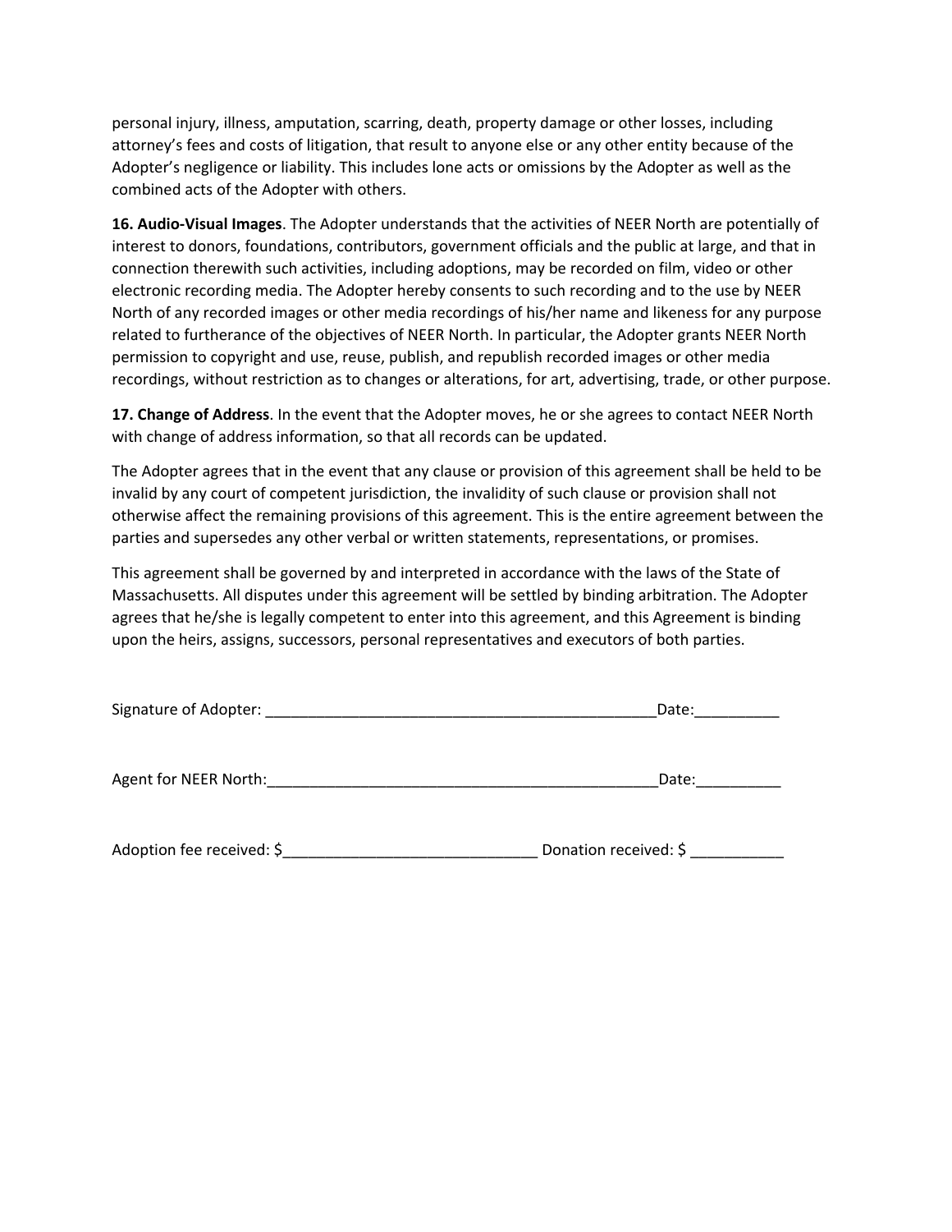personal injury, illness, amputation, scarring, death, property damage or other losses, including attorney's fees and costs of litigation, that result to anyone else or any other entity because of the Adopter's negligence or liability. This includes lone acts or omissions by the Adopter as well as the combined acts of the Adopter with others.

**16. Audio-Visual Images**. The Adopter understands that the activities of NEER North are potentially of interest to donors, foundations, contributors, government officials and the public at large, and that in connection therewith such activities, including adoptions, may be recorded on film, video or other electronic recording media. The Adopter hereby consents to such recording and to the use by NEER North of any recorded images or other media recordings of his/her name and likeness for any purpose related to furtherance of the objectives of NEER North. In particular, the Adopter grants NEER North permission to copyright and use, reuse, publish, and republish recorded images or other media recordings, without restriction as to changes or alterations, for art, advertising, trade, or other purpose.

**17. Change of Address**. In the event that the Adopter moves, he or she agrees to contact NEER North with change of address information, so that all records can be updated.

The Adopter agrees that in the event that any clause or provision of this agreement shall be held to be invalid by any court of competent jurisdiction, the invalidity of such clause or provision shall not otherwise affect the remaining provisions of this agreement. This is the entire agreement between the parties and supersedes any other verbal or written statements, representations, or promises.

This agreement shall be governed by and interpreted in accordance with the laws of the State of Massachusetts. All disputes under this agreement will be settled by binding arbitration. The Adopter agrees that he/she is legally competent to enter into this agreement, and this Agreement is binding upon the heirs, assigns, successors, personal representatives and executors of both parties.

Signature of Adopter: _______________________________________________Date:__________

Agent for NEER North:_______________________________________________Date:__________

Adoption fee received: $_____________________________ Donation received: $ ___________